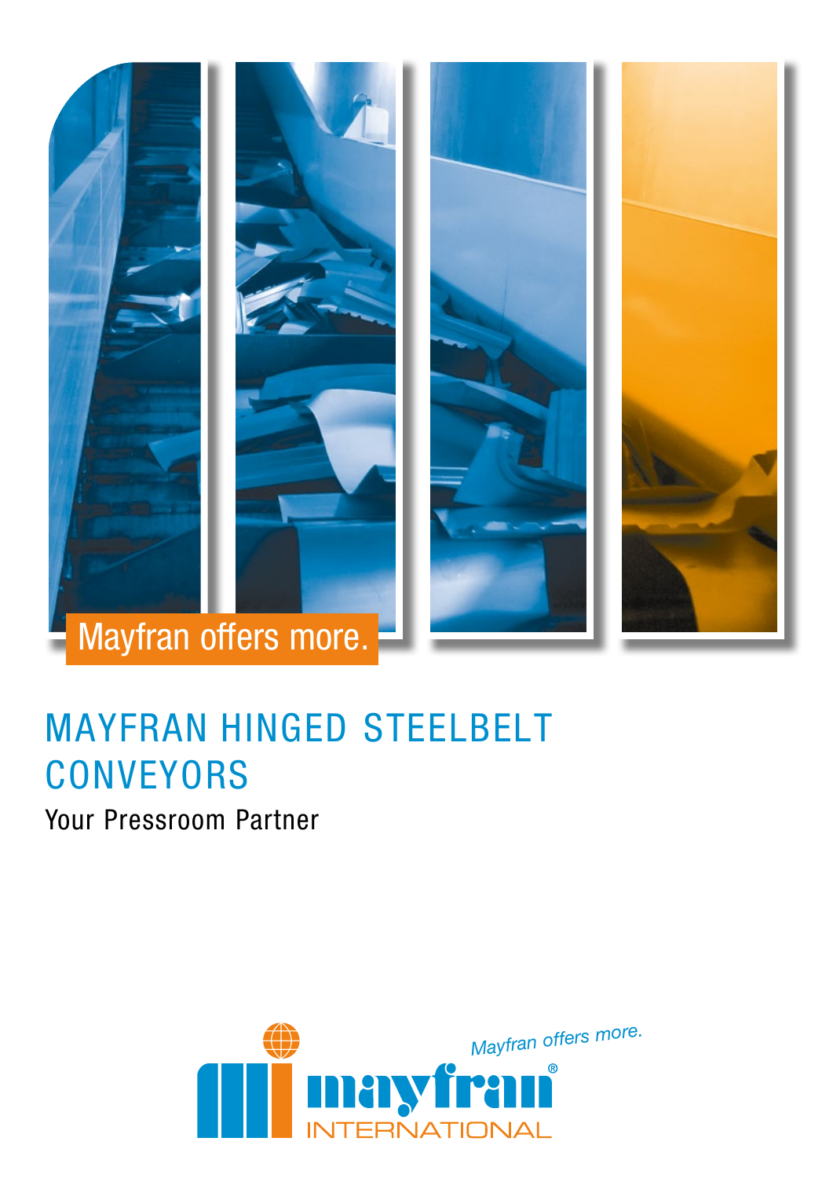Mayfran offers more.

# MAYFRAN HINGED STEELBELT CONVEYORS

Your Pressroom Partner

Mayfran offers more.

mayfran®
INTERNATIONAL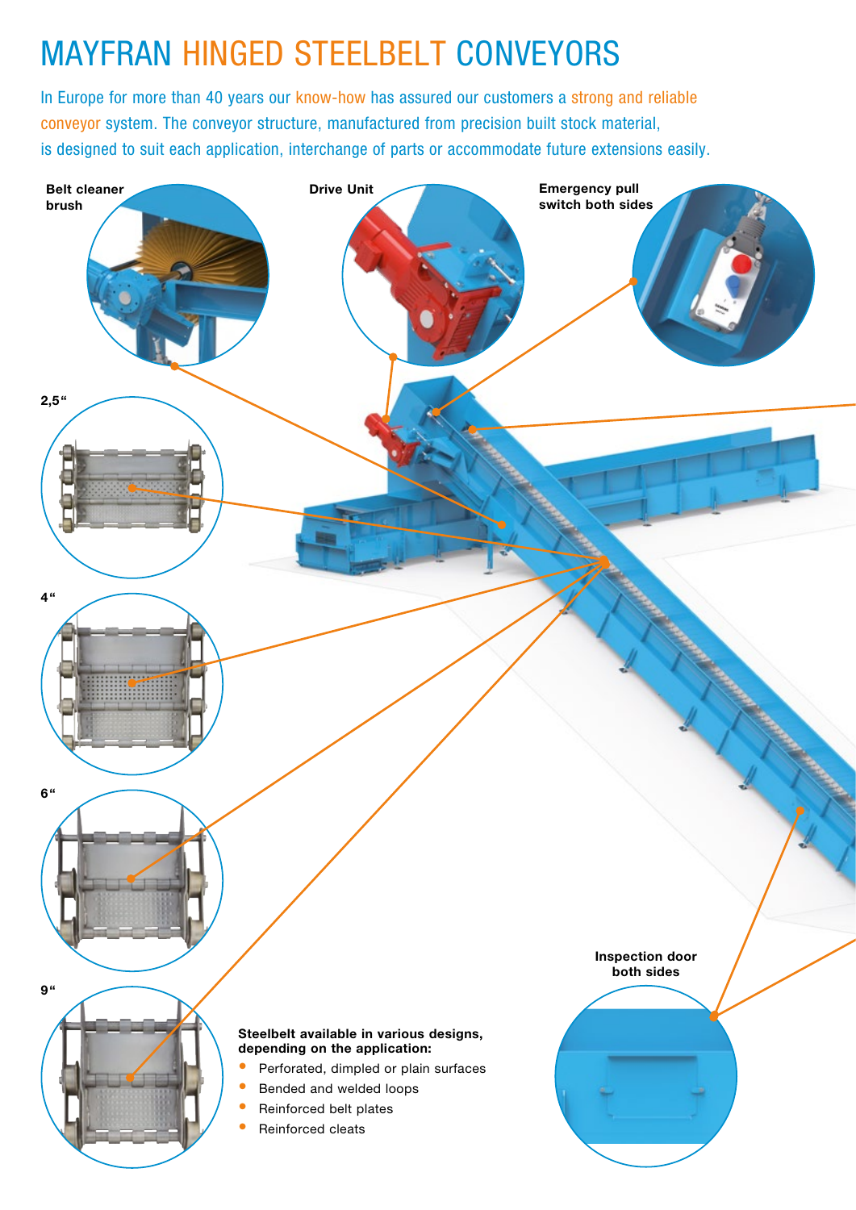# MAYFRAN HINGED STEELBELT CONVEYORS

In Europe for more than 40 years our know-how has assured our customers a strong and reliable conveyor system. The conveyor structure, manufactured from precision built stock material, is designed to suit each application, interchange of parts or accommodate future extensions easily.

**Belt cleaner brush**

**Drive Unit**

**Emergency pull switch both sides**

2,5“

4“

6“

9“

**Inspection door both sides**

**Steelbelt available in various designs, depending on the application:**

- Perforated, dimpled or plain surfaces
- Bended and welded loops
- Reinforced belt plates
- Reinforced cleats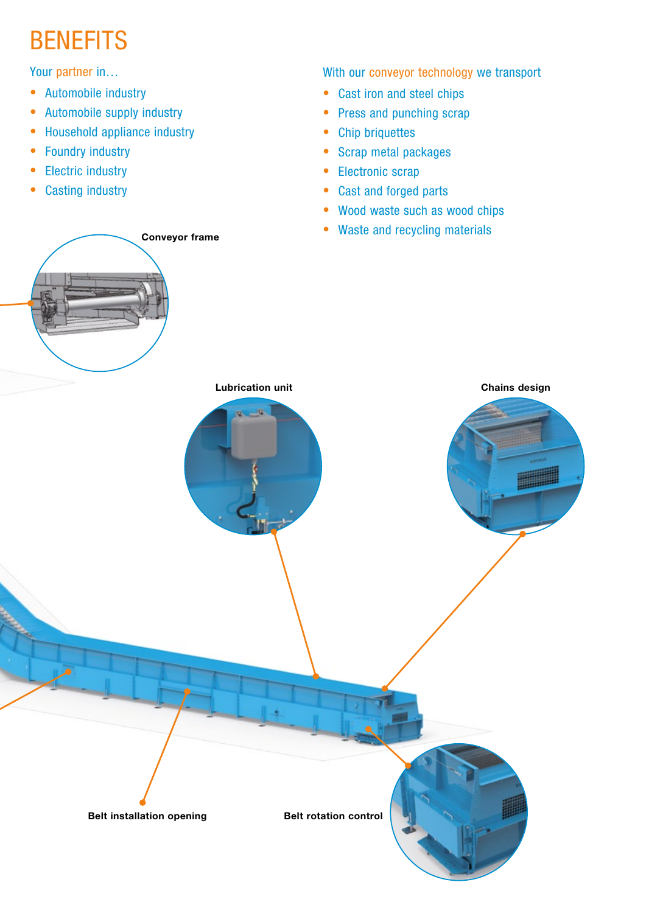# BENEFITS

Your partner in…

- Automobile industry
- Automobile supply industry
- Household appliance industry
- Foundry industry
- Electric industry
- Casting industry

With our conveyor technology we transport

- Cast iron and steel chips
- Press and punching scrap
- Chip briquettes
- Scrap metal packages
- Electronic scrap
- Cast and forged parts
- Wood waste such as wood chips
- Waste and recycling materials

**Conveyor frame**

**Lubrication unit**

**Chains design**

**Belt installation opening**

**Belt rotation control**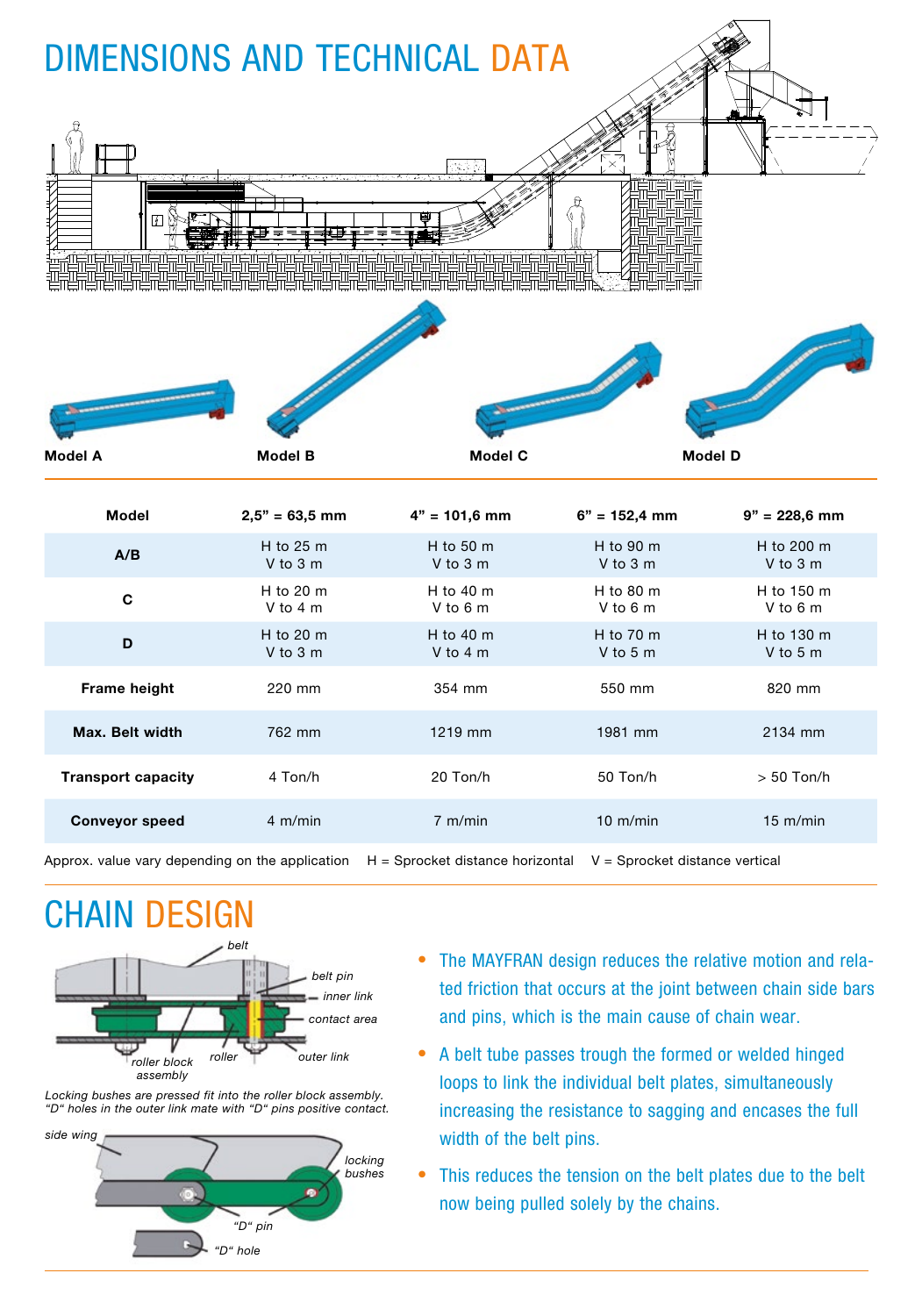# DIMENSIONS AND TECHNICAL DATA

Model A

Model B

Model C

Model D

| Model | 2,5" = 63,5 mm | 4" = 101,6 mm | 6" = 152,4 mm | 9" = 228,6 mm |
|---|---|---|---|---|
| A/B | H to 25 m<br>V to 3 m | H to 50 m<br>V to 3 m | H to 90 m<br>V to 3 m | H to 200 m<br>V to 3 m |
| C | H to 20 m<br>V to 4 m | H to 40 m<br>V to 6 m | H to 80 m<br>V to 6 m | H to 150 m<br>V to 6 m |
| D | H to 20 m<br>V to 3 m | H to 40 m<br>V to 4 m | H to 70 m<br>V to 5 m | H to 130 m<br>V to 5 m |
| **Frame height** | 220 mm | 354 mm | 550 mm | 820 mm |
| **Max. Belt width** | 762 mm | 1219 mm | 1981 mm | 2134 mm |
| **Transport capacity** | 4 Ton/h | 20 Ton/h | 50 Ton/h | > 50 Ton/h |
| **Conveyor speed** | 4 m/min | 7 m/min | 10 m/min | 15 m/min |

Approx. value vary depending on the application H = Sprocket distance horizontal V = Sprocket distance vertical

# CHAIN DESIGN

belt, belt pin, inner link, contact area, roller block assembly, roller, outer link

*Locking bushes are pressed fit into the roller block assembly. "D" holes in the outer link mate with "D" pins positive contact.*

side wing, locking bushes, "D" pin, "D" hole

- The MAYFRAN design reduces the relative motion and related friction that occurs at the joint between chain side bars and pins, which is the main cause of chain wear.
- A belt tube passes trough the formed or welded hinged loops to link the individual belt plates, simultaneously increasing the resistance to sagging and encases the full width of the belt pins.
- This reduces the tension on the belt plates due to the belt now being pulled solely by the chains.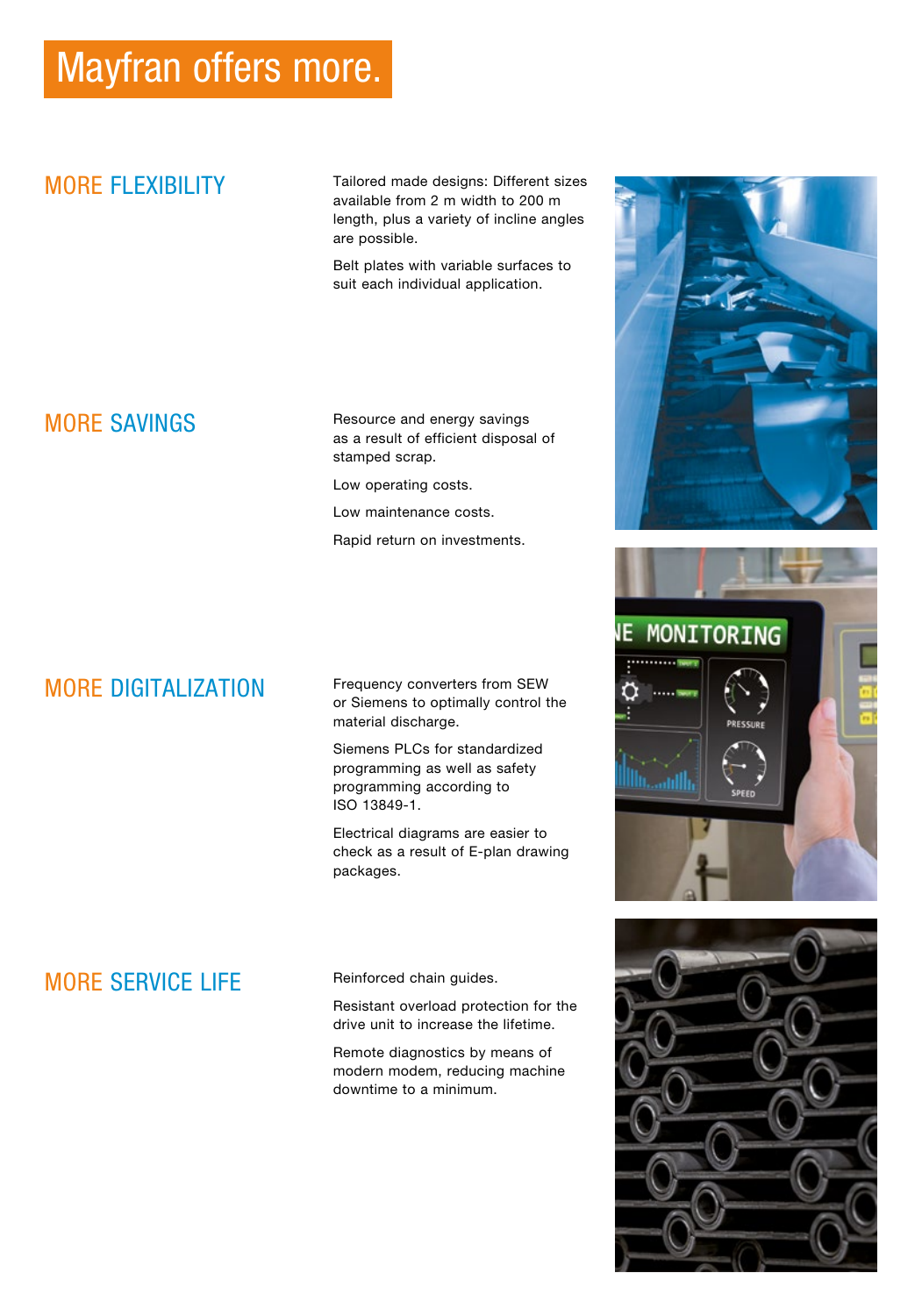# Mayfran offers more.

## MORE FLEXIBILITY

Tailored made designs: Different sizes available from 2 m width to 200 m length, plus a variety of incline angles are possible.

Belt plates with variable surfaces to suit each individual application.

## MORE SAVINGS

Resource and energy savings as a result of efficient disposal of stamped scrap.

Low operating costs.

Low maintenance costs.

Rapid return on investments.

## MORE DIGITALIZATION

Frequency converters from SEW or Siemens to optimally control the material discharge.

Siemens PLCs for standardized programming as well as safety programming according to ISO 13849-1.

Electrical diagrams are easier to check as a result of E-plan drawing packages.

## MORE SERVICE LIFE

Reinforced chain guides.

Resistant overload protection for the drive unit to increase the lifetime.

Remote diagnostics by means of modern modem, reducing machine downtime to a minimum.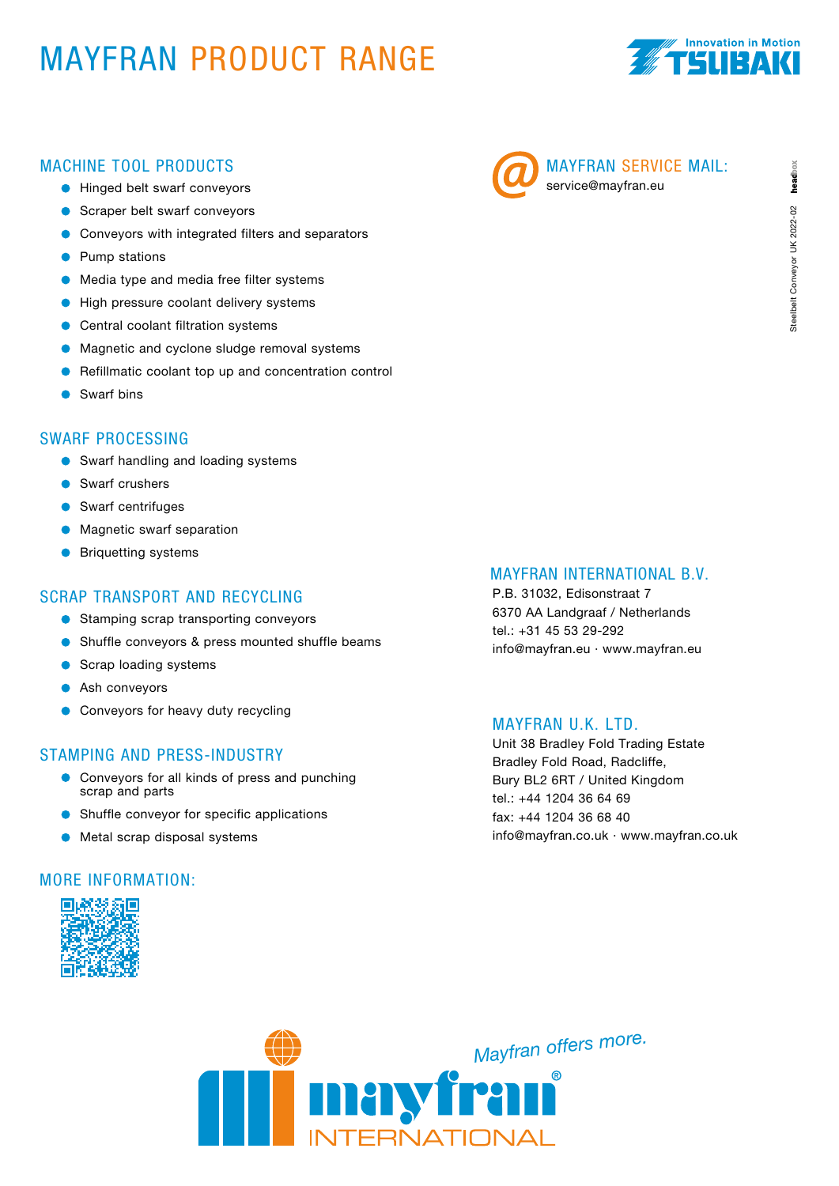# MAYFRAN PRODUCT RANGE

Innovation in Motion
TSUBAKI

## MACHINE TOOL PRODUCTS

- Hinged belt swarf conveyors
- Scraper belt swarf conveyors
- Conveyors with integrated filters and separators
- Pump stations
- Media type and media free filter systems
- High pressure coolant delivery systems
- Central coolant filtration systems
- Magnetic and cyclone sludge removal systems
- Refillmatic coolant top up and concentration control
- Swarf bins

## SWARF PROCESSING

- Swarf handling and loading systems
- Swarf crushers
- Swarf centrifuges
- Magnetic swarf separation
- Briquetting systems

## SCRAP TRANSPORT AND RECYCLING

- Stamping scrap transporting conveyors
- Shuffle conveyors & press mounted shuffle beams
- Scrap loading systems
- Ash conveyors
- Conveyors for heavy duty recycling

## STAMPING AND PRESS-INDUSTRY

- Conveyors for all kinds of press and punching scrap and parts
- Shuffle conveyor for specific applications
- Metal scrap disposal systems

## MORE INFORMATION:

## MAYFRAN SERVICE MAIL:

service@mayfran.eu

## MAYFRAN INTERNATIONAL B.V.

P.B. 31032, Edisonstraat 7
6370 AA Landgraaf / Netherlands
tel.: +31 45 53 29-292
info@mayfran.eu · www.mayfran.eu

## MAYFRAN U.K. LTD.

Unit 38 Bradley Fold Trading Estate
Bradley Fold Road, Radcliffe,
Bury BL2 6RT / United Kingdom
tel.: +44 1204 36 64 69
fax: +44 1204 36 68 40
info@mayfran.co.uk · www.mayfran.co.uk

Steelbelt Conveyor UK 2022-02

Mayfran offers more.

mayfran® INTERNATIONAL